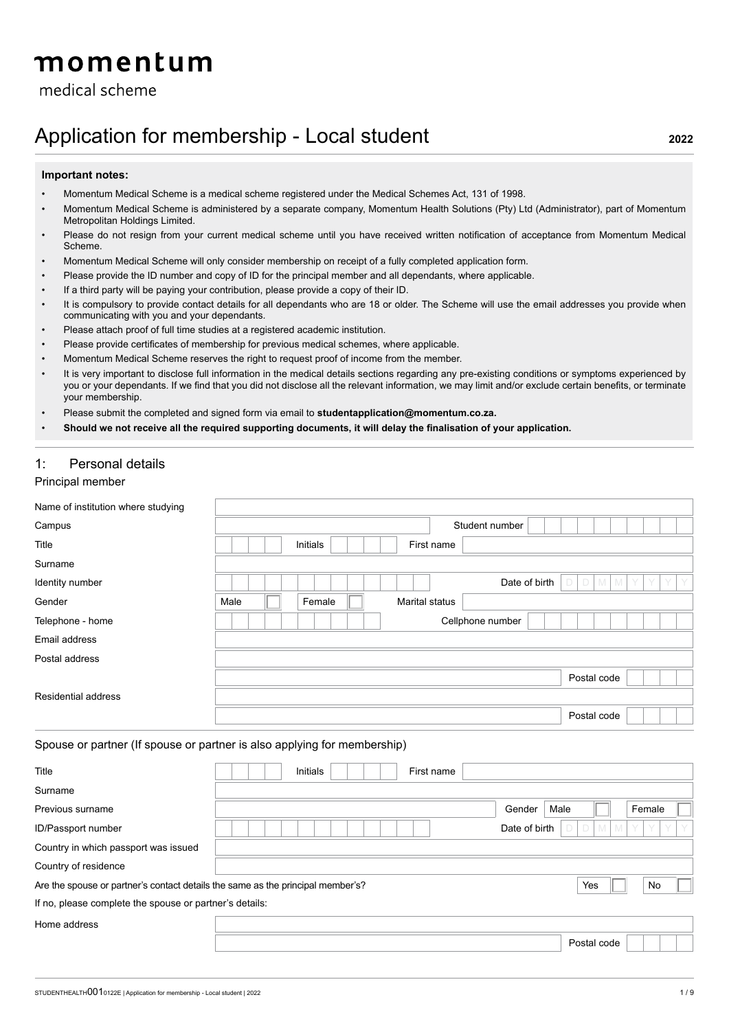# momentum

medical scheme

# Application for membership - Local student

**2022**

**Important notes:**

- Momentum Medical Scheme is a medical scheme registered under the Medical Schemes Act, 131 of 1998.
- Momentum Medical Scheme is administered by a separate company, Momentum Health Solutions (Pty) Ltd (Administrator), part of Momentum Metropolitan Holdings Limited.
- Please do not resign from your current medical scheme until you have received written notification of acceptance from Momentum Medical Scheme.
- Momentum Medical Scheme will only consider membership on receipt of a fully completed application form.
- Please provide the ID number and copy of ID for the principal member and all dependants, where applicable.
- If a third party will be paying your contribution, please provide a copy of their ID.
- It is compulsory to provide contact details for all dependants who are 18 or older. The Scheme will use the email addresses you provide when communicating with you and your dependants.
- Please attach proof of full time studies at a registered academic institution.
- Please provide certificates of membership for previous medical schemes, where applicable.
- Momentum Medical Scheme reserves the right to request proof of income from the member.
- It is very important to disclose full information in the medical details sections regarding any pre-existing conditions or symptoms experienced by you or your dependants. If we find that you did not disclose all the relevant information, we may limit and/or exclude certain benefits, or terminate your membership.
- Please submit the completed and signed form via email to **studentapplication@momentum.co.za.**
- **Should we not receive all the required supporting documents, it will delay the finalisation of your application.**

## 1: Personal details

### Principal member

| | |
|---|---|
| Name of institution where studying | |
| Campus | Student number |
| Title | Initials / First name |
| Surname | |
| Identity number | Date of birth D D M M Y Y Y Y |
| Gender | Male ☐ Female ☐ / Marital status |
| Telephone - home | Cellphone number |
| Email address | |
| Postal address | |
| | Postal code |
| Residential address | |
| | Postal code |

### Spouse or partner (If spouse or partner is also applying for membership)

| | |
|---|---|
| Title | Initials / First name |
| Surname | |
| Previous surname | Gender Male ☐ Female ☐ |
| ID/Passport number | Date of birth D D M M Y Y Y Y |
| Country in which passport was issued | |
| Country of residence | |

Are the spouse or partner's contact details the same as the principal member's? Yes ☐ No ☐

If no, please complete the spouse or partner's details:

| | |
|---|---|
| Home address | |
| | Postal code |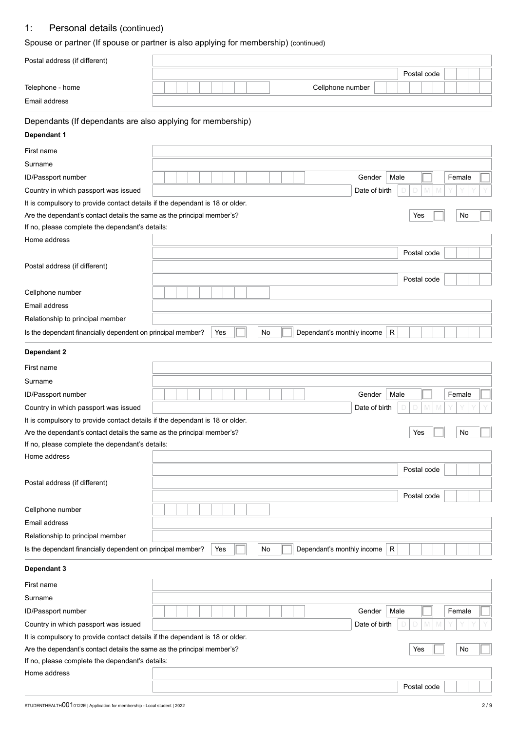## 1: Personal details (continued)

### Spouse or partner (If spouse or partner is also applying for membership) (continued)

Postal address (if different)

Postal code

Telephone - home

Cellphone number

Email address

### Dependants (If dependants are also applying for membership)

**Dependant 1**

First name

Surname

ID/Passport number

Gender Male ☐ Female ☐

Country in which passport was issued

Date of birth D D M M Y Y Y Y

It is compulsory to provide contact details if the dependant is 18 or older.

Are the dependant's contact details the same as the principal member's? Yes ☐ No ☐

If no, please complete the dependant's details:

Home address

Postal code

Postal address (if different)

Postal code

Cellphone number

Email address

Relationship to principal member

Is the dependant financially dependent on principal member? Yes ☐ No ☐ Dependant's monthly income R

**Dependant 2**

First name

Surname

ID/Passport number

Gender Male ☐ Female ☐

Country in which passport was issued

Date of birth D D M M Y Y Y Y

It is compulsory to provide contact details if the dependant is 18 or older.

Are the dependant's contact details the same as the principal member's? Yes ☐ No ☐

If no, please complete the dependant's details:

Home address

Postal code

Postal address (if different)

Postal code

Cellphone number

Email address

Relationship to principal member

Is the dependant financially dependent on principal member? Yes ☐ No ☐ Dependant's monthly income R

**Dependant 3**

First name

Surname

ID/Passport number

Gender Male ☐ Female ☐

Country in which passport was issued

Date of birth D D M M Y Y Y Y

It is compulsory to provide contact details if the dependant is 18 or older.

Are the dependant's contact details the same as the principal member's? Yes ☐ No ☐

If no, please complete the dependant's details:

Home address

Postal code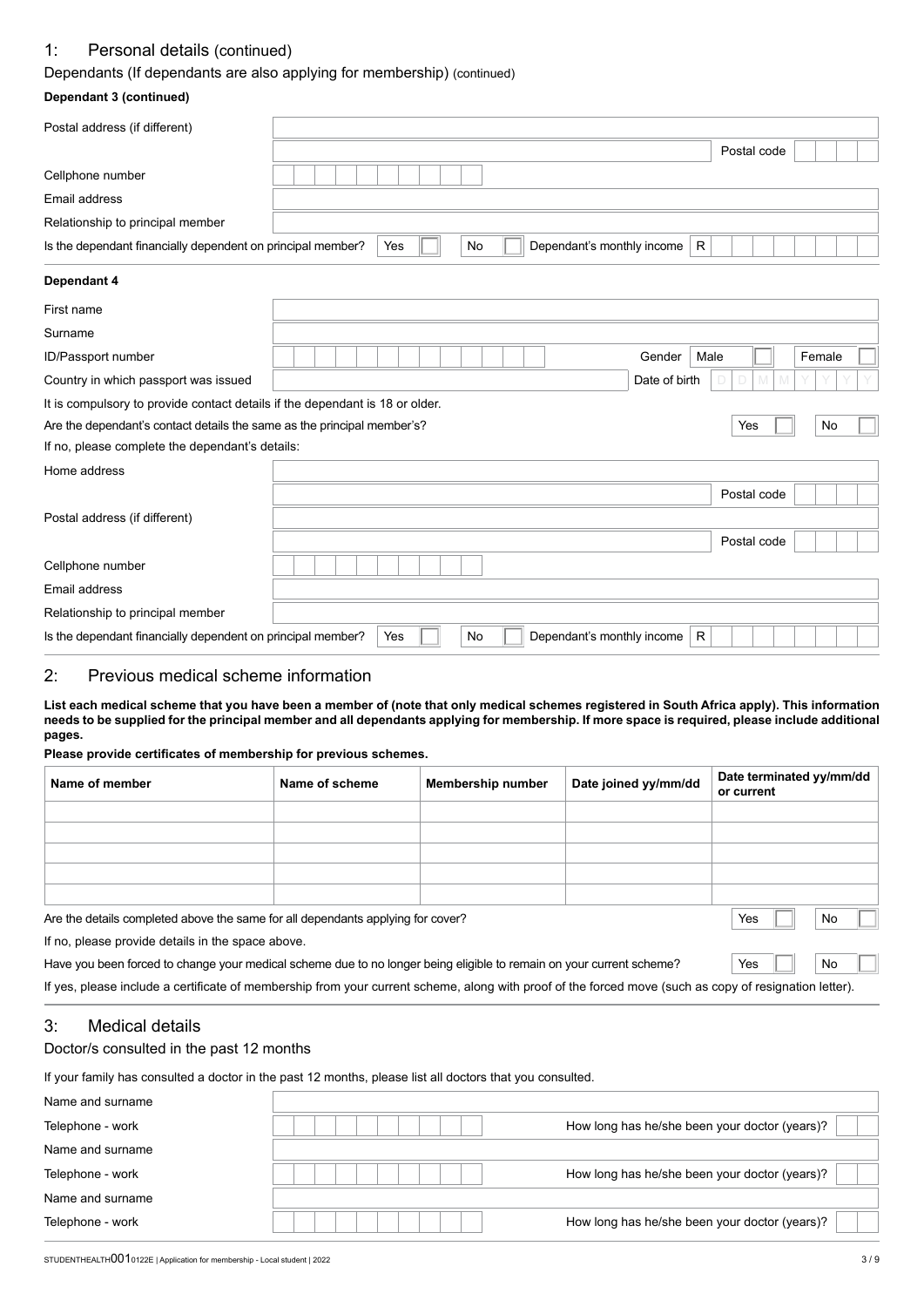## 1: Personal details (continued)

### Dependants (If dependants are also applying for membership) (continued)

**Dependant 3 (continued)**

| | |
|---|---|
| Postal address (if different) | |
| | Postal code |
| Cellphone number | |
| Email address | |
| Relationship to principal member | |
| Is the dependant financially dependent on principal member? | Yes ☐ No ☐ Dependant's monthly income R |

**Dependant 4**

| | |
|---|---|
| First name | |
| Surname | |
| ID/Passport number | Gender Male ☐ Female ☐ |
| Country in which passport was issued | Date of birth D D M M Y Y Y Y |

It is compulsory to provide contact details if the dependant is 18 or older.

Are the dependant's contact details the same as the principal member's? Yes ☐ No ☐

If no, please complete the dependant's details:

| | |
|---|---|
| Home address | |
| | Postal code |
| Postal address (if different) | |
| | Postal code |
| Cellphone number | |
| Email address | |
| Relationship to principal member | |
| Is the dependant financially dependent on principal member? | Yes ☐ No ☐ Dependant's monthly income R |

## 2: Previous medical scheme information

**List each medical scheme that you have been a member of (note that only medical schemes registered in South Africa apply). This information needs to be supplied for the principal member and all dependants applying for membership. If more space is required, please include additional pages.**

**Please provide certificates of membership for previous schemes.**

| Name of member | Name of scheme | Membership number | Date joined yy/mm/dd | Date terminated yy/mm/dd or current |
|---|---|---|---|---|
| | | | | |
| | | | | |
| | | | | |
| | | | | |
| | | | | |

Are the details completed above the same for all dependants applying for cover? Yes ☐ No ☐

If no, please provide details in the space above.

Have you been forced to change your medical scheme due to no longer being eligible to remain on your current scheme? Yes ☐ No ☐

If yes, please include a certificate of membership from your current scheme, along with proof of the forced move (such as copy of resignation letter).

## 3: Medical details

### Doctor/s consulted in the past 12 months

If your family has consulted a doctor in the past 12 months, please list all doctors that you consulted.

| | |
|---|---|
| Name and surname | |
| Telephone - work | How long has he/she been your doctor (years)? |
| Name and surname | |
| Telephone - work | How long has he/she been your doctor (years)? |
| Name and surname | |
| Telephone - work | How long has he/she been your doctor (years)? |

STUDENTHEALTH0010122E | Application for membership - Local student | 2022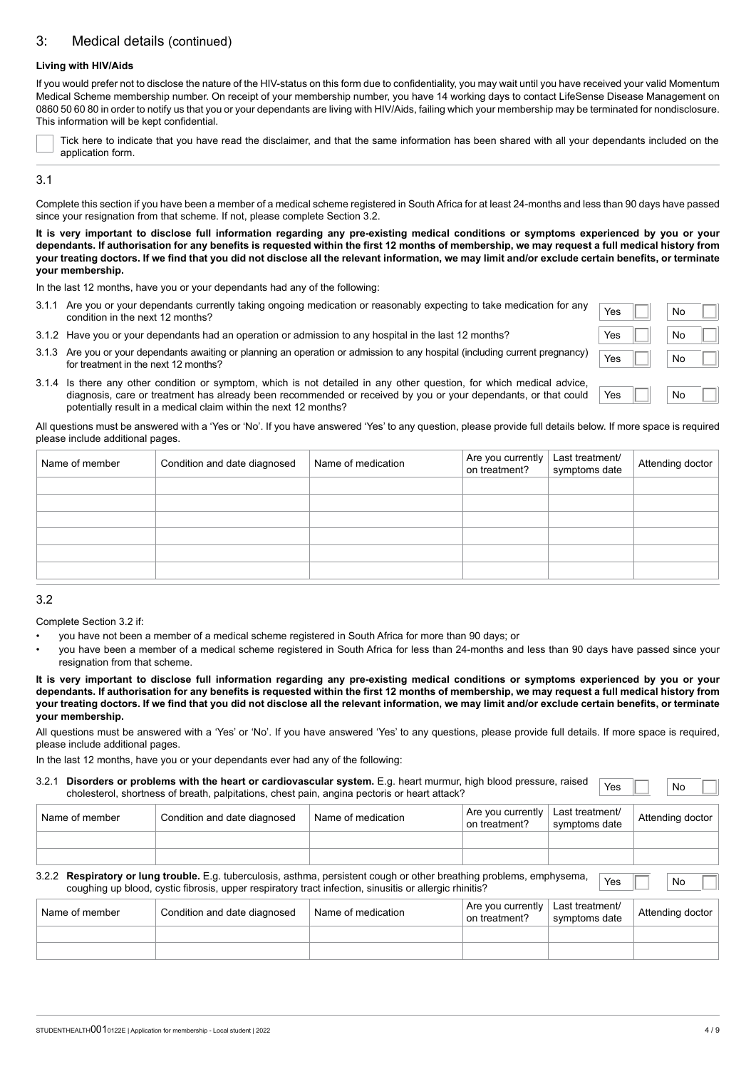## 3: Medical details (continued)

**Living with HIV/Aids**

If you would prefer not to disclose the nature of the HIV-status on this form due to confidentiality, you may wait until you have received your valid Momentum Medical Scheme membership number. On receipt of your membership number, you have 14 working days to contact LifeSense Disease Management on 0860 50 60 80 in order to notify us that you or your dependants are living with HIV/Aids, failing which your membership may be terminated for nondisclosure. This information will be kept confidential.

☐ Tick here to indicate that you have read the disclaimer, and that the same information has been shared with all your dependants included on the application form.

### 3.1

Complete this section if you have been a member of a medical scheme registered in South Africa for at least 24-months and less than 90 days have passed since your resignation from that scheme. If not, please complete Section 3.2.

**It is very important to disclose full information regarding any pre-existing medical conditions or symptoms experienced by you or your dependants. If authorisation for any benefits is requested within the first 12 months of membership, we may request a full medical history from your treating doctors. If we find that you did not disclose all the relevant information, we may limit and/or exclude certain benefits, or terminate your membership.**

In the last 12 months, have you or your dependants had any of the following:

3.1.1 Are you or your dependants currently taking ongoing medication or reasonably expecting to take medication for any condition in the next 12 months? Yes ☐ No ☐

3.1.2 Have you or your dependants had an operation or admission to any hospital in the last 12 months? Yes ☐ No ☐

3.1.3 Are you or your dependants awaiting or planning an operation or admission to any hospital (including current pregnancy) for treatment in the next 12 months? Yes ☐ No ☐

3.1.4 Is there any other condition or symptom, which is not detailed in any other question, for which medical advice, diagnosis, care or treatment has already been recommended or received by you or your dependants, or that could potentially result in a medical claim within the next 12 months? Yes ☐ No ☐

All questions must be answered with a 'Yes or 'No'. If you have answered 'Yes' to any question, please provide full details below. If more space is required please include additional pages.

| Name of member | Condition and date diagnosed | Name of medication | Are you currently on treatment? | Last treatment/ symptoms date | Attending doctor |
|---|---|---|---|---|---|
| | | | | | |
| | | | | | |
| | | | | | |
| | | | | | |
| | | | | | |
| | | | | | |

### 3.2

Complete Section 3.2 if:

- you have not been a member of a medical scheme registered in South Africa for more than 90 days; or
- you have been a member of a medical scheme registered in South Africa for less than 24-months and less than 90 days have passed since your resignation from that scheme.

**It is very important to disclose full information regarding any pre-existing medical conditions or symptoms experienced by you or your dependants. If authorisation for any benefits is requested within the first 12 months of membership, we may request a full medical history from your treating doctors. If we find that you did not disclose all the relevant information, we may limit and/or exclude certain benefits, or terminate your membership.**

All questions must be answered with a 'Yes' or 'No'. If you have answered 'Yes' to any questions, please provide full details. If more space is required, please include additional pages.

In the last 12 months, have you or your dependants ever had any of the following:

3.2.1 **Disorders or problems with the heart or cardiovascular system.** E.g. heart murmur, high blood pressure, raised cholesterol, shortness of breath, palpitations, chest pain, angina pectoris or heart attack? Yes ☐ No ☐

| Name of member | Condition and date diagnosed | Name of medication | Are you currently on treatment? | Last treatment/ symptoms date | Attending doctor |
|---|---|---|---|---|---|
| | | | | | |
| | | | | | |

3.2.2 **Respiratory or lung trouble.** E.g. tuberculosis, asthma, persistent cough or other breathing problems, emphysema, coughing up blood, cystic fibrosis, upper respiratory tract infection, sinusitis or allergic rhinitis? Yes ☐ No ☐

| Name of member | Condition and date diagnosed | Name of medication | Are you currently on treatment? | Last treatment/ symptoms date | Attending doctor |
|---|---|---|---|---|---|
| | | | | | |
| | | | | | |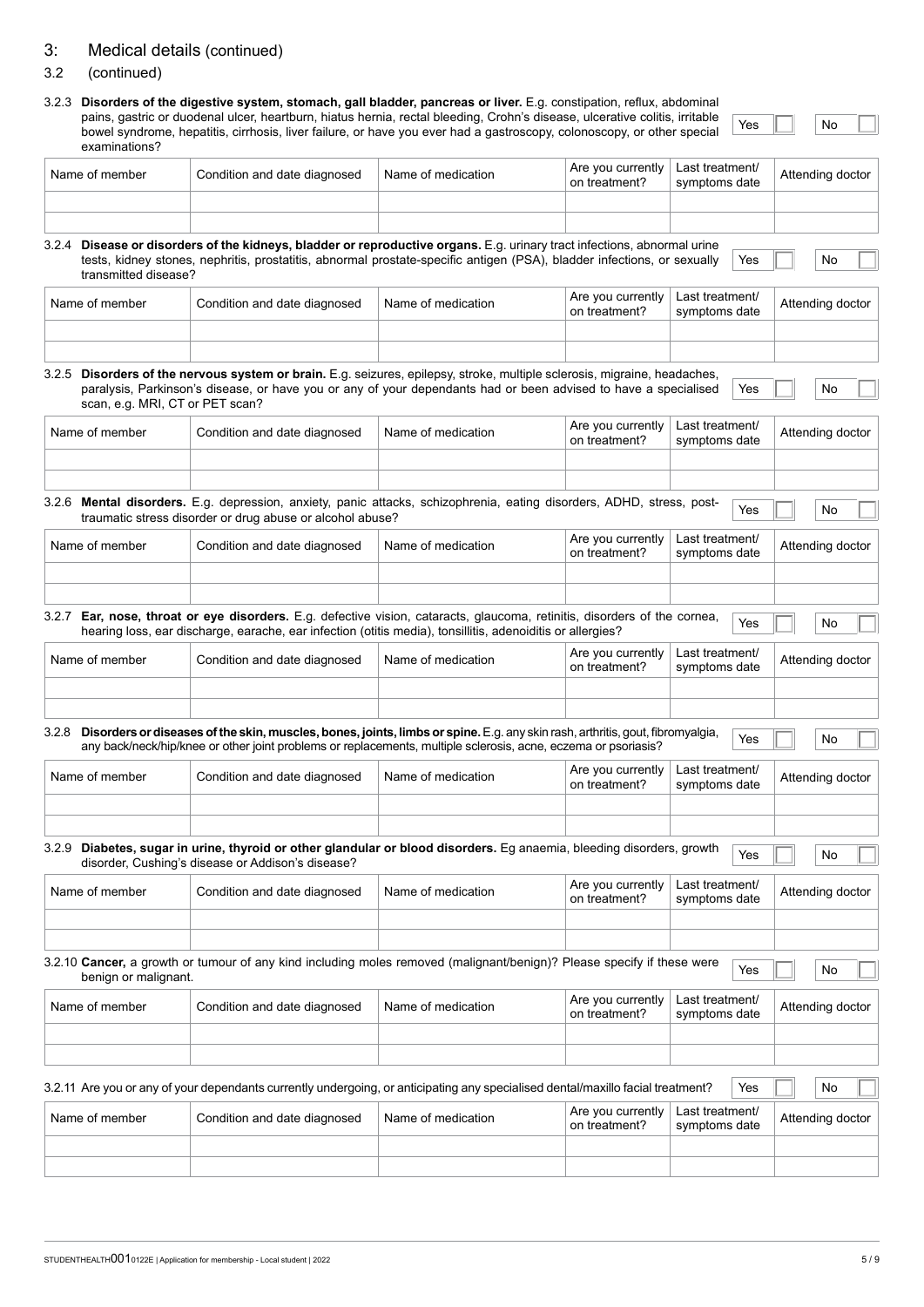## 3: Medical details (continued)

### 3.2 (continued)

3.2.3 **Disorders of the digestive system, stomach, gall bladder, pancreas or liver.** E.g. constipation, reflux, abdominal pains, gastric or duodenal ulcer, heartburn, hiatus hernia, rectal bleeding, Crohn's disease, ulcerative colitis, irritable bowel syndrome, hepatitis, cirrhosis, liver failure, or have you ever had a gastroscopy, colonoscopy, or other special examinations? Yes ☐ No ☐

| Name of member | Condition and date diagnosed | Name of medication | Are you currently on treatment? | Last treatment/ symptoms date | Attending doctor |
|---|---|---|---|---|---|
| | | | | | |
| | | | | | |

3.2.4 **Disease or disorders of the kidneys, bladder or reproductive organs.** E.g. urinary tract infections, abnormal urine tests, kidney stones, nephritis, prostatitis, abnormal prostate-specific antigen (PSA), bladder infections, or sexually transmitted disease? Yes ☐ No ☐

| Name of member | Condition and date diagnosed | Name of medication | Are you currently on treatment? | Last treatment/ symptoms date | Attending doctor |
|---|---|---|---|---|---|
| | | | | | |
| | | | | | |

3.2.5 **Disorders of the nervous system or brain.** E.g. seizures, epilepsy, stroke, multiple sclerosis, migraine, headaches, paralysis, Parkinson's disease, or have you or any of your dependants had or been advised to have a specialised scan, e.g. MRI, CT or PET scan? Yes ☐ No ☐

| Name of member | Condition and date diagnosed | Name of medication | Are you currently on treatment? | Last treatment/ symptoms date | Attending doctor |
|---|---|---|---|---|---|
| | | | | | |
| | | | | | |

3.2.6 **Mental disorders.** E.g. depression, anxiety, panic attacks, schizophrenia, eating disorders, ADHD, stress, post-traumatic stress disorder or drug abuse or alcohol abuse? Yes ☐ No ☐

| Name of member | Condition and date diagnosed | Name of medication | Are you currently on treatment? | Last treatment/ symptoms date | Attending doctor |
|---|---|---|---|---|---|
| | | | | | |
| | | | | | |

3.2.7 **Ear, nose, throat or eye disorders.** E.g. defective vision, cataracts, glaucoma, retinitis, disorders of the cornea, hearing loss, ear discharge, earache, ear infection (otitis media), tonsillitis, adenoiditis or allergies? Yes ☐ No ☐

| Name of member | Condition and date diagnosed | Name of medication | Are you currently on treatment? | Last treatment/ symptoms date | Attending doctor |
|---|---|---|---|---|---|
| | | | | | |
| | | | | | |

3.2.8 **Disorders or diseases of the skin, muscles, bones, joints, limbs or spine.** E.g. any skin rash, arthritis, gout, fibromyalgia, any back/neck/hip/knee or other joint problems or replacements, multiple sclerosis, acne, eczema or psoriasis? Yes ☐ No ☐

| Name of member | Condition and date diagnosed | Name of medication | Are you currently on treatment? | Last treatment/ symptoms date | Attending doctor |
|---|---|---|---|---|---|
| | | | | | |
| | | | | | |

3.2.9 **Diabetes, sugar in urine, thyroid or other glandular or blood disorders.** Eg anaemia, bleeding disorders, growth disorder, Cushing's disease or Addison's disease? Yes ☐ No ☐

| Name of member | Condition and date diagnosed | Name of medication | Are you currently on treatment? | Last treatment/ symptoms date | Attending doctor |
|---|---|---|---|---|---|
| | | | | | |
| | | | | | |

3.2.10 **Cancer,** a growth or tumour of any kind including moles removed (malignant/benign)? Please specify if these were benign or malignant. Yes ☐ No ☐

| Name of member | Condition and date diagnosed | Name of medication | Are you currently on treatment? | Last treatment/ symptoms date | Attending doctor |
|---|---|---|---|---|---|
| | | | | | |
| | | | | | |

3.2.11 Are you or any of your dependants currently undergoing, or anticipating any specialised dental/maxillo facial treatment? Yes ☐ No ☐

| Name of member | Condition and date diagnosed | Name of medication | Are you currently on treatment? | Last treatment/ symptoms date | Attending doctor |
|---|---|---|---|---|---|
| | | | | | |
| | | | | | |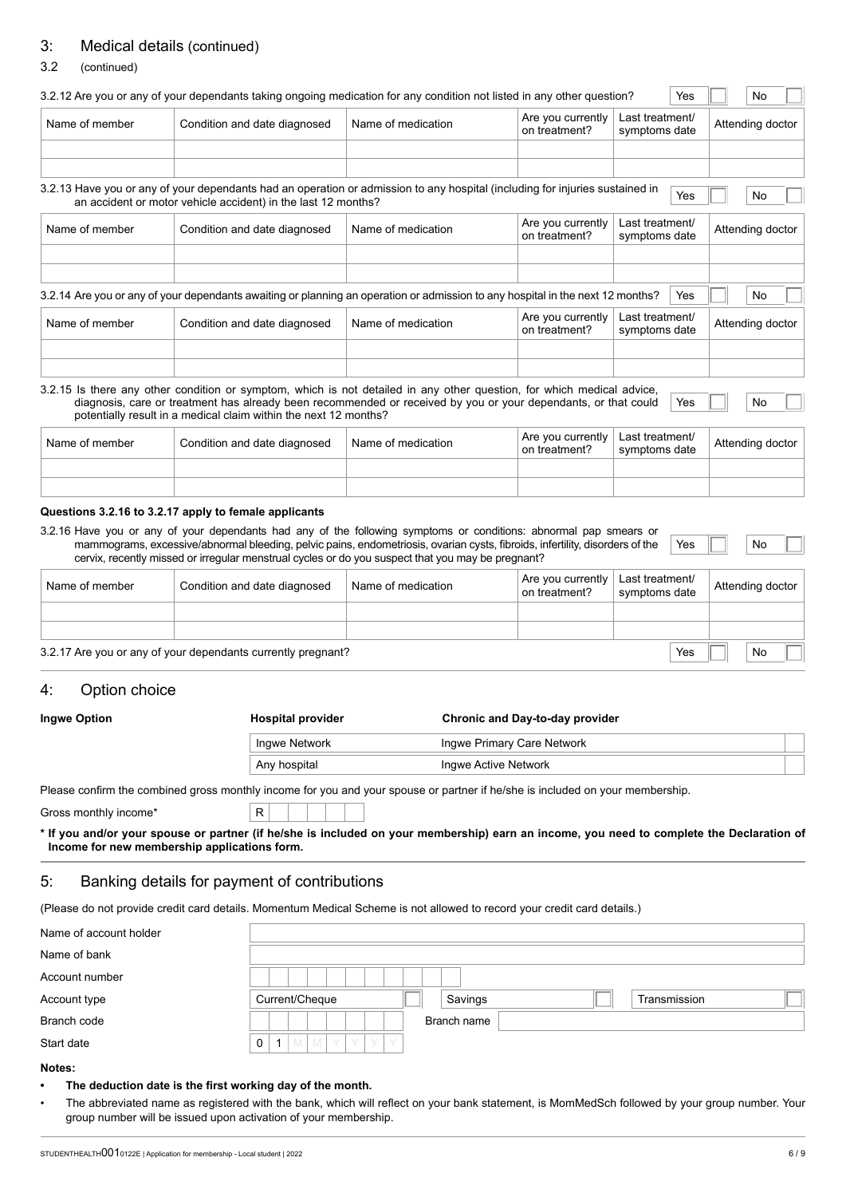## 3: Medical details (continued)

### 3.2 (continued)

3.2.12 Are you or any of your dependants taking ongoing medication for any condition not listed in any other question? Yes ☐ No ☐

| Name of member | Condition and date diagnosed | Name of medication | Are you currently on treatment? | Last treatment/ symptoms date | Attending doctor |
|---|---|---|---|---|---|
| | | | | | |
| | | | | | |

3.2.13 Have you or any of your dependants had an operation or admission to any hospital (including for injuries sustained in an accident or motor vehicle accident) in the last 12 months? Yes ☐ No ☐

| Name of member | Condition and date diagnosed | Name of medication | Are you currently on treatment? | Last treatment/ symptoms date | Attending doctor |
|---|---|---|---|---|---|
| | | | | | |
| | | | | | |

3.2.14 Are you or any of your dependants awaiting or planning an operation or admission to any hospital in the next 12 months? Yes ☐ No ☐

| Name of member | Condition and date diagnosed | Name of medication | Are you currently on treatment? | Last treatment/ symptoms date | Attending doctor |
|---|---|---|---|---|---|
| | | | | | |
| | | | | | |

3.2.15 Is there any other condition or symptom, which is not detailed in any other question, for which medical advice, diagnosis, care or treatment has already been recommended or received by you or your dependants, or that could potentially result in a medical claim within the next 12 months? Yes ☐ No ☐

| Name of member | Condition and date diagnosed | Name of medication | Are you currently on treatment? | Last treatment/ symptoms date | Attending doctor |
|---|---|---|---|---|---|
| | | | | | |
| | | | | | |

**Questions 3.2.16 to 3.2.17 apply to female applicants**

3.2.16 Have you or any of your dependants had any of the following symptoms or conditions: abnormal pap smears or mammograms, excessive/abnormal bleeding, pelvic pains, endometriosis, ovarian cysts, fibroids, infertility, disorders of the cervix, recently missed or irregular menstrual cycles or do you suspect that you may be pregnant? Yes ☐ No ☐

| Name of member | Condition and date diagnosed | Name of medication | Are you currently on treatment? | Last treatment/ symptoms date | Attending doctor |
|---|---|---|---|---|---|
| | | | | | |
| | | | | | |

3.2.17 Are you or any of your dependants currently pregnant? Yes ☐ No ☐

## 4: Option choice

| Ingwe Option | Hospital provider | Chronic and Day-to-day provider | |
|---|---|---|---|
| | Ingwe Network | Ingwe Primary Care Network | ☐ |
| | Any hospital | Ingwe Active Network | ☐ |

Please confirm the combined gross monthly income for you and your spouse or partner if he/she is included on your membership.

Gross monthly income* R

**\* If you and/or your spouse or partner (if he/she is included on your membership) earn an income, you need to complete the Declaration of Income for new membership applications form.**

## 5: Banking details for payment of contributions

(Please do not provide credit card details. Momentum Medical Scheme is not allowed to record your credit card details.)

| | |
|---|---|
| Name of account holder | |
| Name of bank | |
| Account number | |
| Account type | Current/Cheque ☐ Savings ☐ Transmission ☐ |
| Branch code | Branch name |
| Start date | 0 1 M M Y Y Y Y |

**Notes:**

- **The deduction date is the first working day of the month.**
- The abbreviated name as registered with the bank, which will reflect on your bank statement, is MomMedSch followed by your group number. Your group number will be issued upon activation of your membership.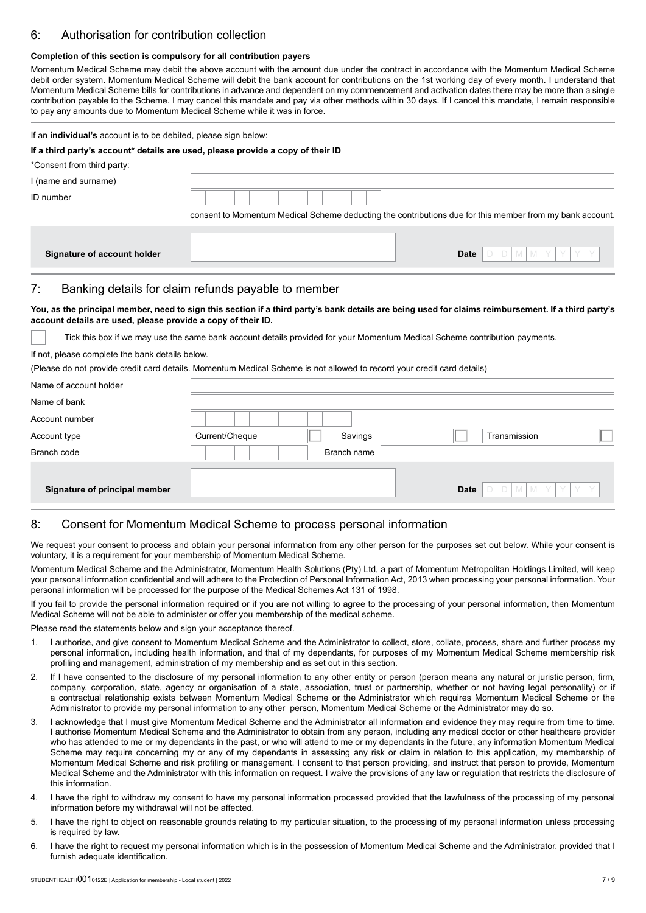## 6: Authorisation for contribution collection

**Completion of this section is compulsory for all contribution payers**

Momentum Medical Scheme may debit the above account with the amount due under the contract in accordance with the Momentum Medical Scheme debit order system. Momentum Medical Scheme will debit the bank account for contributions on the 1st working day of every month. I understand that Momentum Medical Scheme bills for contributions in advance and dependent on my commencement and activation dates there may be more than a single contribution payable to the Scheme. I may cancel this mandate and pay via other methods within 30 days. If I cancel this mandate, I remain responsible to pay any amounts due to Momentum Medical Scheme while it was in force.

If an **individual's** account is to be debited, please sign below:

**If a third party's account* details are used, please provide a copy of their ID**

*Consent from third party:

| | |
|---|---|
| I (name and surname) | |
| ID number | |

consent to Momentum Medical Scheme deducting the contributions due for this member from my bank account.

| | | | |
|---|---|---|---|
| **Signature of account holder** | | **Date** | D D M M Y Y Y Y |

## 7: Banking details for claim refunds payable to member

**You, as the principal member, need to sign this section if a third party's bank details are being used for claims reimbursement. If a third party's account details are used, please provide a copy of their ID.**

☐ Tick this box if we may use the same bank account details provided for your Momentum Medical Scheme contribution payments.

If not, please complete the bank details below.

(Please do not provide credit card details. Momentum Medical Scheme is not allowed to record your credit card details)

| | | | | | | |
|---|---|---|---|---|---|---|
| Name of account holder | | | | | | |
| Name of bank | | | | | | |
| Account number | | | | | | |
| Account type | Current/Cheque | ☐ | Savings | ☐ | Transmission | ☐ |
| Branch code | | Branch name | | | | |

| | | | |
|---|---|---|---|
| **Signature of principal member** | | **Date** | D D M M Y Y Y Y |

## 8: Consent for Momentum Medical Scheme to process personal information

We request your consent to process and obtain your personal information from any other person for the purposes set out below. While your consent is voluntary, it is a requirement for your membership of Momentum Medical Scheme.

Momentum Medical Scheme and the Administrator, Momentum Health Solutions (Pty) Ltd, a part of Momentum Metropolitan Holdings Limited, will keep your personal information confidential and will adhere to the Protection of Personal Information Act, 2013 when processing your personal information. Your personal information will be processed for the purpose of the Medical Schemes Act 131 of 1998.

If you fail to provide the personal information required or if you are not willing to agree to the processing of your personal information, then Momentum Medical Scheme will not be able to administer or offer you membership of the medical scheme.

Please read the statements below and sign your acceptance thereof.

1. I authorise, and give consent to Momentum Medical Scheme and the Administrator to collect, store, collate, process, share and further process my personal information, including health information, and that of my dependants, for purposes of my Momentum Medical Scheme membership risk profiling and management, administration of my membership and as set out in this section.
2. If I have consented to the disclosure of my personal information to any other entity or person (person means any natural or juristic person, firm, company, corporation, state, agency or organisation of a state, association, trust or partnership, whether or not having legal personality) or if a contractual relationship exists between Momentum Medical Scheme or the Administrator which requires Momentum Medical Scheme or the Administrator to provide my personal information to any other person, Momentum Medical Scheme or the Administrator may do so.
3. I acknowledge that I must give Momentum Medical Scheme and the Administrator all information and evidence they may require from time to time. I authorise Momentum Medical Scheme and the Administrator to obtain from any person, including any medical doctor or other healthcare provider who has attended to me or my dependants in the past, or who will attend to me or my dependants in the future, any information Momentum Medical Scheme may require concerning my or any of my dependants in assessing any risk or claim in relation to this application, my membership of Momentum Medical Scheme and risk profiling or management. I consent to that person providing, and instruct that person to provide, Momentum Medical Scheme and the Administrator with this information on request. I waive the provisions of any law or regulation that restricts the disclosure of this information.
4. I have the right to withdraw my consent to have my personal information processed provided that the lawfulness of the processing of my personal information before my withdrawal will not be affected.
5. I have the right to object on reasonable grounds relating to my particular situation, to the processing of my personal information unless processing is required by law.
6. I have the right to request my personal information which is in the possession of Momentum Medical Scheme and the Administrator, provided that I furnish adequate identification.

STUDENTHEALTH0010122E | Application for membership - Local student | 2022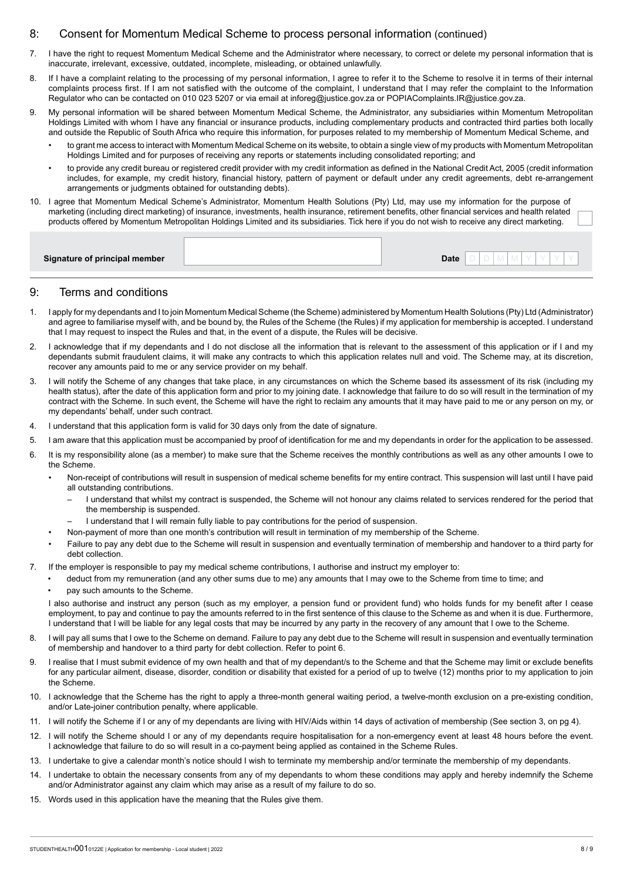## 8: Consent for Momentum Medical Scheme to process personal information (continued)

7. I have the right to request Momentum Medical Scheme and the Administrator where necessary, to correct or delete my personal information that is inaccurate, irrelevant, excessive, outdated, incomplete, misleading, or obtained unlawfully.
8. If I have a complaint relating to the processing of my personal information, I agree to refer it to the Scheme to resolve it in terms of their internal complaints process first. If I am not satisfied with the outcome of the complaint, I understand that I may refer the complaint to the Information Regulator who can be contacted on 010 023 5207 or via email at inforeg@justice.gov.za or POPIAComplaints.IR@justice.gov.za.
9. My personal information will be shared between Momentum Medical Scheme, the Administrator, any subsidiaries within Momentum Metropolitan Holdings Limited with whom I have any financial or insurance products, including complementary products and contracted third parties both locally and outside the Republic of South Africa who require this information, for purposes related to my membership of Momentum Medical Scheme, and
   - to grant me access to interact with Momentum Medical Scheme on its website, to obtain a single view of my products with Momentum Metropolitan Holdings Limited and for purposes of receiving any reports or statements including consolidated reporting; and
   - to provide any credit bureau or registered credit provider with my credit information as defined in the National Credit Act, 2005 (credit information includes, for example, my credit history, financial history, pattern of payment or default under any credit agreements, debt re-arrangement arrangements or judgments obtained for outstanding debts).
10. I agree that Momentum Medical Scheme's Administrator, Momentum Health Solutions (Pty) Ltd, may use my information for the purpose of marketing (including direct marketing) of insurance, investments, health insurance, retirement benefits, other financial services and health related products offered by Momentum Metropolitan Holdings Limited and its subsidiaries. Tick here if you do not wish to receive any direct marketing. ☐

| Signature of principal member | | Date | D D M M Y Y Y Y |
|---|---|---|---|

## 9: Terms and conditions

1. I apply for my dependants and I to join Momentum Medical Scheme (the Scheme) administered by Momentum Health Solutions (Pty) Ltd (Administrator) and agree to familiarise myself with, and be bound by, the Rules of the Scheme (the Rules) if my application for membership is accepted. I understand that I may request to inspect the Rules and that, in the event of a dispute, the Rules will be decisive.
2. I acknowledge that if my dependants and I do not disclose all the information that is relevant to the assessment of this application or if I and my dependants submit fraudulent claims, it will make any contracts to which this application relates null and void. The Scheme may, at its discretion, recover any amounts paid to me or any service provider on my behalf.
3. I will notify the Scheme of any changes that take place, in any circumstances on which the Scheme based its assessment of its risk (including my health status), after the date of this application form and prior to my joining date. I acknowledge that failure to do so will result in the termination of my contract with the Scheme. In such event, the Scheme will have the right to reclaim any amounts that it may have paid to me or any person on my, or my dependants' behalf, under such contract.
4. I understand that this application form is valid for 30 days only from the date of signature.
5. I am aware that this application must be accompanied by proof of identification for me and my dependants in order for the application to be assessed.
6. It is my responsibility alone (as a member) to make sure that the Scheme receives the monthly contributions as well as any other amounts I owe to the Scheme.
   - Non-receipt of contributions will result in suspension of medical scheme benefits for my entire contract. This suspension will last until I have paid all outstanding contributions.
     - I understand that whilst my contract is suspended, the Scheme will not honour any claims related to services rendered for the period that the membership is suspended.
     - I understand that I will remain fully liable to pay contributions for the period of suspension.
   - Non-payment of more than one month's contribution will result in termination of my membership of the Scheme.
   - Failure to pay any debt due to the Scheme will result in suspension and eventually termination of membership and handover to a third party for debt collection.
7. If the employer is responsible to pay my medical scheme contributions, I authorise and instruct my employer to:
   - deduct from my remuneration (and any other sums due to me) any amounts that I may owe to the Scheme from time to time; and
   - pay such amounts to the Scheme.

   I also authorise and instruct any person (such as my employer, a pension fund or provident fund) who holds funds for my benefit after I cease employment, to pay and continue to pay the amounts referred to in the first sentence of this clause to the Scheme as and when it is due. Furthermore, I understand that I will be liable for any legal costs that may be incurred by any party in the recovery of any amount that I owe to the Scheme.
8. I will pay all sums that I owe to the Scheme on demand. Failure to pay any debt due to the Scheme will result in suspension and eventually termination of membership and handover to a third party for debt collection. Refer to point 6.
9. I realise that I must submit evidence of my own health and that of my dependant/s to the Scheme and that the Scheme may limit or exclude benefits for any particular ailment, disease, disorder, condition or disability that existed for a period of up to twelve (12) months prior to my application to join the Scheme.
10. I acknowledge that the Scheme has the right to apply a three-month general waiting period, a twelve-month exclusion on a pre-existing condition, and/or Late-joiner contribution penalty, where applicable.
11. I will notify the Scheme if I or any of my dependants are living with HIV/Aids within 14 days of activation of membership (See section 3, on pg 4).
12. I will notify the Scheme should I or any of my dependants require hospitalisation for a non-emergency event at least 48 hours before the event. I acknowledge that failure to do so will result in a co-payment being applied as contained in the Scheme Rules.
13. I undertake to give a calendar month's notice should I wish to terminate my membership and/or terminate the membership of my dependants.
14. I undertake to obtain the necessary consents from any of my dependants to whom these conditions may apply and hereby indemnify the Scheme and/or Administrator against any claim which may arise as a result of my failure to do so.
15. Words used in this application have the meaning that the Rules give them.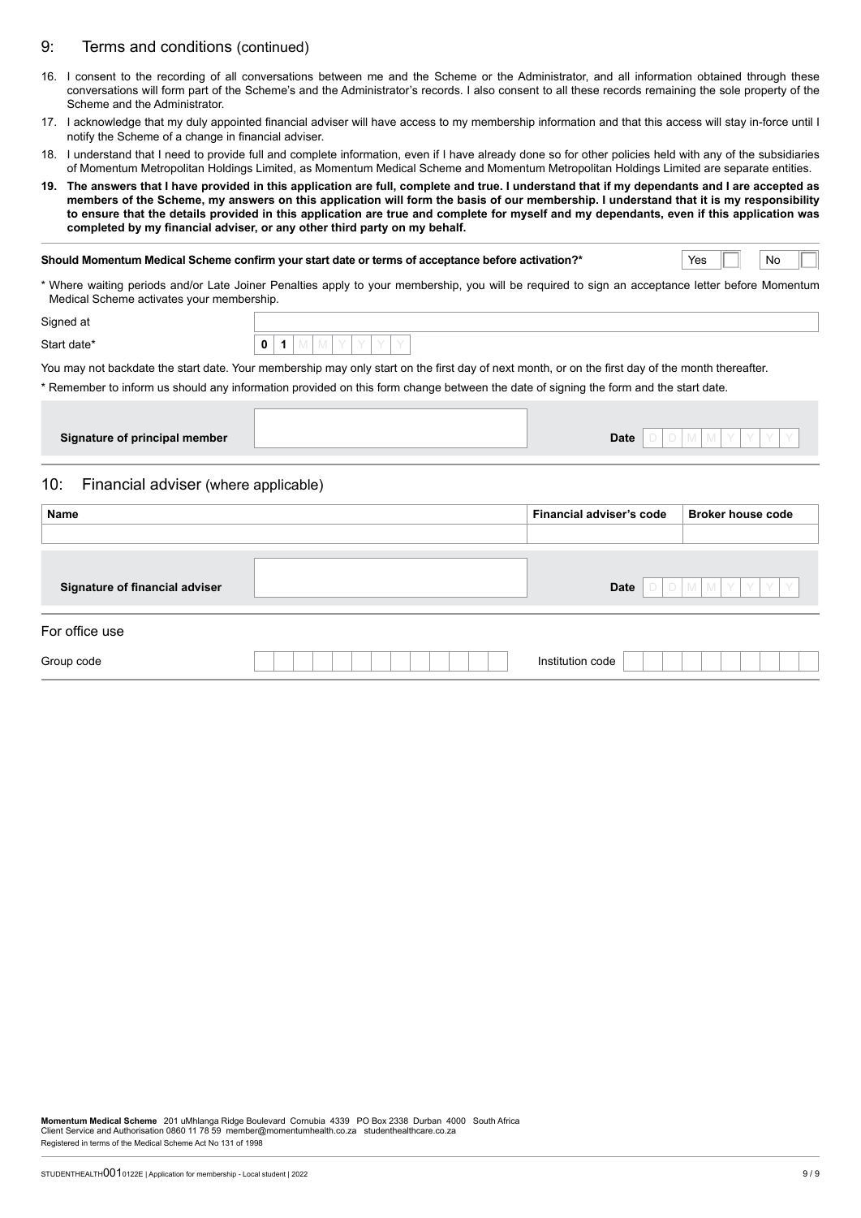## 9: Terms and conditions (continued)

16. I consent to the recording of all conversations between me and the Scheme or the Administrator, and all information obtained through these conversations will form part of the Scheme's and the Administrator's records. I also consent to all these records remaining the sole property of the Scheme and the Administrator.
17. I acknowledge that my duly appointed financial adviser will have access to my membership information and that this access will stay in-force until I notify the Scheme of a change in financial adviser.
18. I understand that I need to provide full and complete information, even if I have already done so for other policies held with any of the subsidiaries of Momentum Metropolitan Holdings Limited, as Momentum Medical Scheme and Momentum Metropolitan Holdings Limited are separate entities.
19. **The answers that I have provided in this application are full, complete and true. I understand that if my dependants and I are accepted as members of the Scheme, my answers on this application will form the basis of our membership. I understand that it is my responsibility to ensure that the details provided in this application are true and complete for myself and my dependants, even if this application was completed by my financial adviser, or any other third party on my behalf.**

**Should Momentum Medical Scheme confirm your start date or terms of acceptance before activation?*** Yes ☐ No ☐

\* Where waiting periods and/or Late Joiner Penalties apply to your membership, you will be required to sign an acceptance letter before Momentum Medical Scheme activates your membership.

Signed at

Start date* 0 1 M M Y Y Y Y

You may not backdate the start date. Your membership may only start on the first day of next month, or on the first day of the month thereafter.

\* Remember to inform us should any information provided on this form change between the date of signing the form and the start date.

**Signature of principal member** | **Date** D D M M Y Y Y Y

## 10: Financial adviser (where applicable)

| Name | Financial adviser's code | Broker house code |
|---|---|---|
| | | |

**Signature of financial adviser** | **Date** D D M M Y Y Y Y

For office use

Group code | Institution code

**Momentum Medical Scheme** 201 uMhlanga Ridge Boulevard Cornubia 4339 PO Box 2338 Durban 4000 South Africa
Client Service and Authorisation 0860 11 78 59 member@momentumhealth.co.za studenthealthcare.co.za
Registered in terms of the Medical Scheme Act No 131 of 1998

STUDENTHEALTH0010122E | Application for membership - Local student | 2022